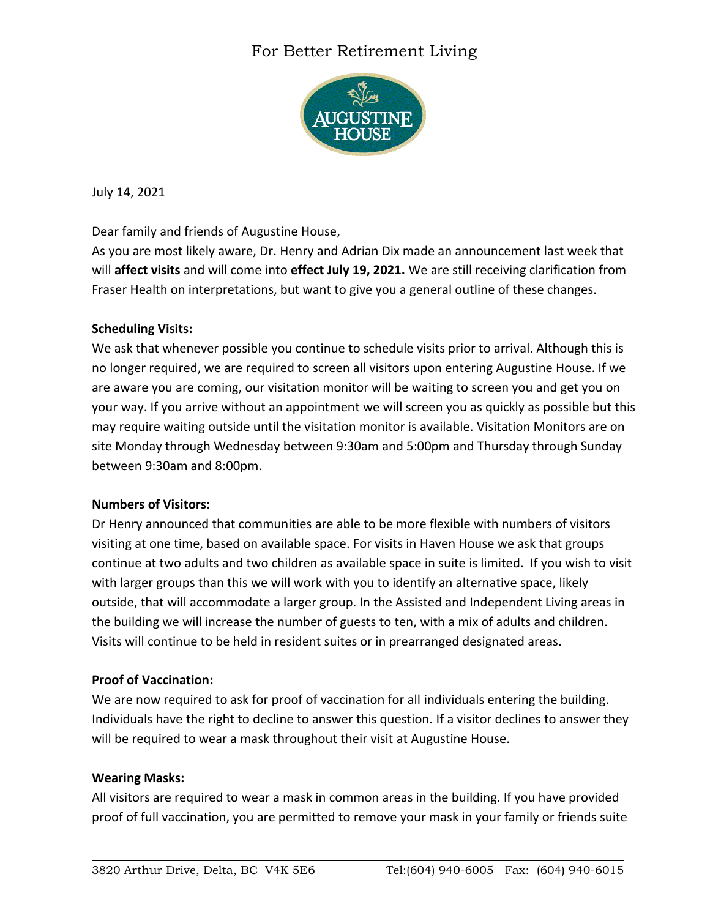For Better Retirement Living

AUGUSTINE HOUSE

July 14, 2021

Dear family and friends of Augustine House,

As you are most likely aware, Dr. Henry and Adrian Dix made an announcement last week that will **affect visits** and will come into **effect July 19, 2021.** We are still receiving clarification from Fraser Health on interpretations, but want to give you a general outline of these changes.

**Scheduling Visits:**

We ask that whenever possible you continue to schedule visits prior to arrival. Although this is no longer required, we are required to screen all visitors upon entering Augustine House. If we are aware you are coming, our visitation monitor will be waiting to screen you and get you on your way. If you arrive without an appointment we will screen you as quickly as possible but this may require waiting outside until the visitation monitor is available. Visitation Monitors are on site Monday through Wednesday between 9:30am and 5:00pm and Thursday through Sunday between 9:30am and 8:00pm.

**Numbers of Visitors:**

Dr Henry announced that communities are able to be more flexible with numbers of visitors visiting at one time, based on available space. For visits in Haven House we ask that groups continue at two adults and two children as available space in suite is limited. If you wish to visit with larger groups than this we will work with you to identify an alternative space, likely outside, that will accommodate a larger group. In the Assisted and Independent Living areas in the building we will increase the number of guests to ten, with a mix of adults and children. Visits will continue to be held in resident suites or in prearranged designated areas.

**Proof of Vaccination:**

We are now required to ask for proof of vaccination for all individuals entering the building. Individuals have the right to decline to answer this question. If a visitor declines to answer they will be required to wear a mask throughout their visit at Augustine House.

**Wearing Masks:**

All visitors are required to wear a mask in common areas in the building. If you have provided proof of full vaccination, you are permitted to remove your mask in your family or friends suite

3820 Arthur Drive, Delta, BC V4K 5E6 Tel:(604) 940-6005 Fax: (604) 940-6015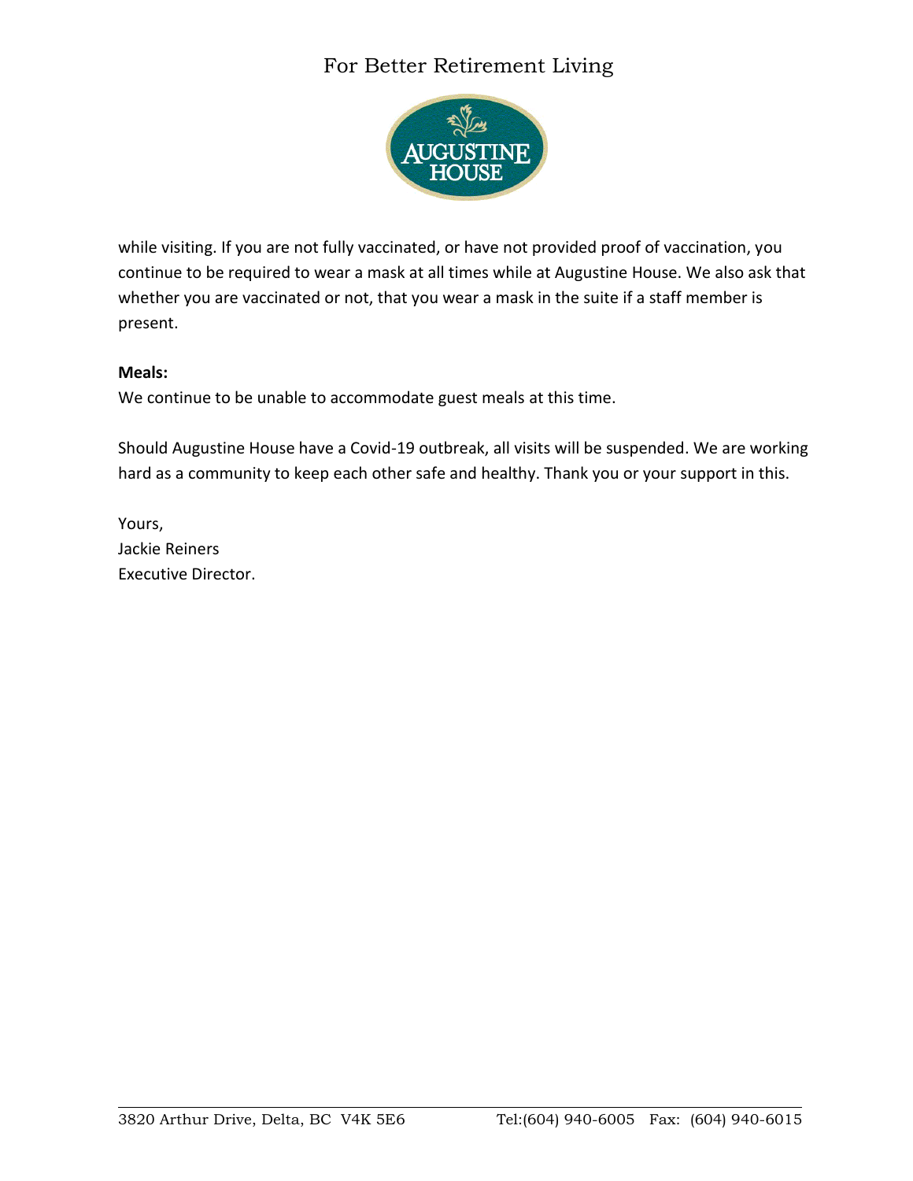while visiting. If you are not fully vaccinated, or have not provided proof of vaccination, you continue to be required to wear a mask at all times while at Augustine House. We also ask that whether you are vaccinated or not, that you wear a mask in the suite if a staff member is present.

**Meals:**
We continue to be unable to accommodate guest meals at this time.

Should Augustine House have a Covid-19 outbreak, all visits will be suspended. We are working hard as a community to keep each other safe and healthy. Thank you or your support in this.

Yours,
Jackie Reiners
Executive Director.